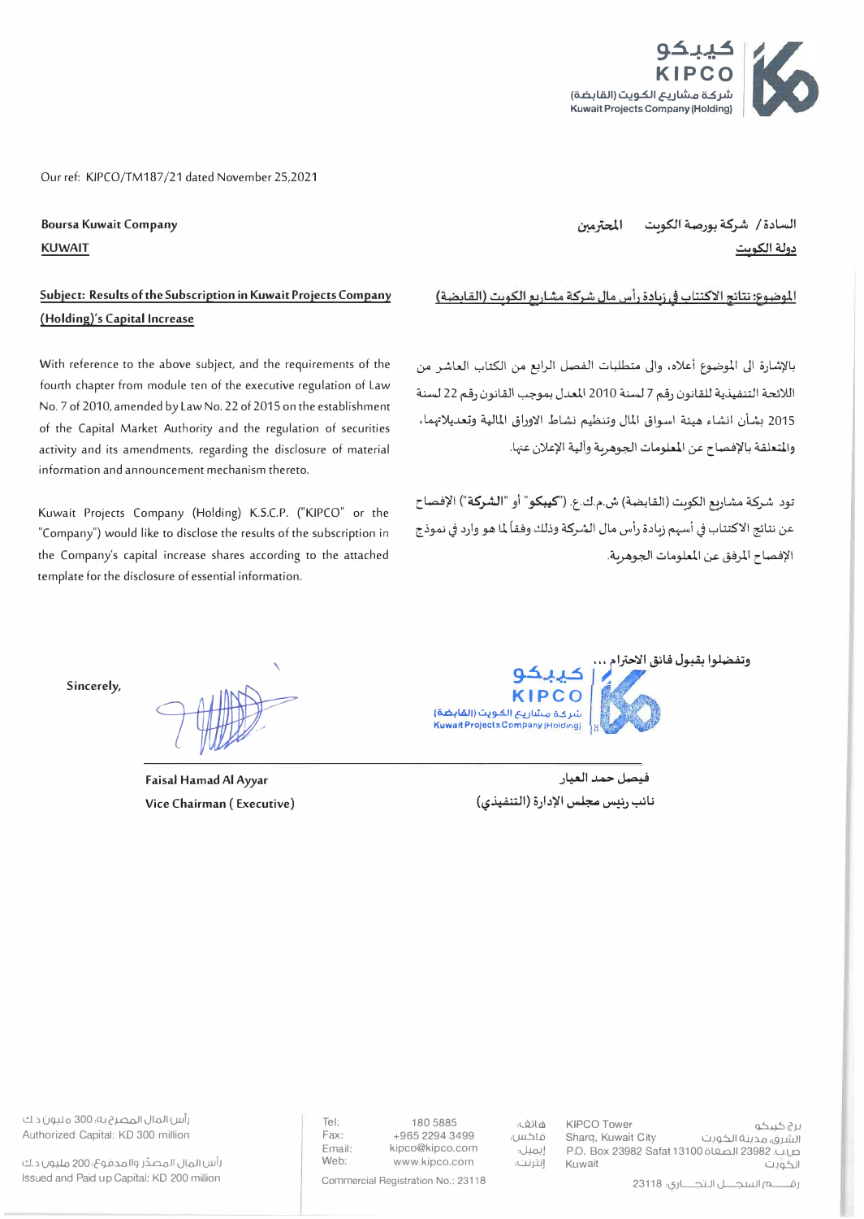كيبكو
KIPCO
شركة مشاريع الكويت (القابضة)
Kuwait Projects Company (Holding)

Our ref: KIPCO/TM187/21 dated November 25,2021

**Boursa Kuwait Company**
**KUWAIT**

السادة/ شركة بورصة الكويت المحترمين
دولة الكويت

**Subject: Results of the Subscription in Kuwait Projects Company (Holding)'s Capital Increase**

**الموضوع: نتائج الاكتتاب في زيادة رأس مال شركة مشاريع الكويت (القابضة)**

With reference to the above subject, and the requirements of the fourth chapter from module ten of the executive regulation of Law No. 7 of 2010, amended by Law No. 22 of 2015 on the establishment of the Capital Market Authority and the regulation of securities activity and its amendments, regarding the disclosure of material information and announcement mechanism thereto.

بالإشارة الى الموضوع أعلاه، والى متطلبات الفصل الرابع من الكتاب العاشر من اللائحة التنفيذية للقانون رقم 7 لسنة 2010 المعدل بموجب القانون رقم 22 لسنة 2015 بشأن انشاء هيئة اسواق المال وتنظيم نشاط الاوراق المالية وتعديلاتهما، والمتعلقة بالإفصاح عن المعلومات الجوهرية وآلية الإعلان عنها.

Kuwait Projects Company (Holding) K.S.C.P. ("KIPCO" or the "Company") would like to disclose the results of the subscription in the Company's capital increase shares according to the attached template for the disclosure of essential information.

تود شركة مشاريع الكويت (القابضة) ش.م.ك.ع. (**"كيبكو"** أو **"الشركة"**) الإفصاح عن نتائج الاكتتاب في أسهم زيادة رأس مال الشركة وذلك وفقاً لما هو وارد في نموذج الإفصاح المرفق عن المعلومات الجوهرية.

Sincerely,

وتفضلوا بقبول فائق الاحترام ،،،

**Faisal Hamad Al Ayyar**
**Vice Chairman ( Executive)**

**فيصل حمد العيار**
**نائب رئيس مجلس الإدارة (التنفيذي)**

رأس المال المصرح به: 300 مليون د.ك
Authorized Capital: KD 300 million

رأس المال المصدّر والمدفوع: 200 مليون د.ك
Issued and Paid up Capital: KD 200 million

| | | |
|---|---|---|
| Tel: | 180 5885 | هاتف: |
| Fax: | +965 2294 3499 | فاكس: |
| Email: | kipco@kipco.com | إيميل: |
| Web: | www.kipco.com | إنترنت: |

Commercial Registration No.: 23118

KIPCO Tower
Sharq, Kuwait City
P.O. Box 23982 Safat 13100
Kuwait

برج كيبكو
الشرق، مدينة الكويت
ص.ب. 23982 الصفاة 13100
الكويت

رقم السجل التجاري: 23118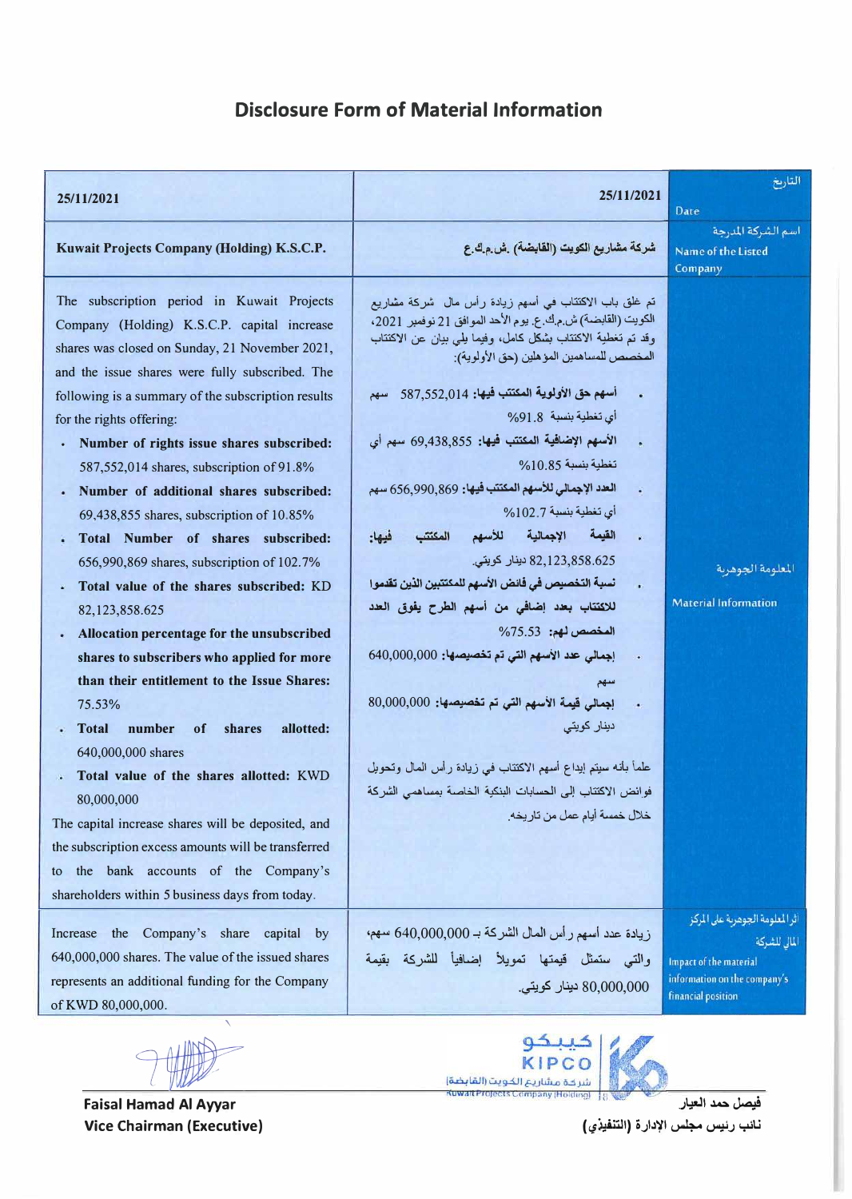# Disclosure Form of Material Information

| | | |
|---|---|---|
| 25/11/2021 | 25/11/2021 | التاريخ<br>Date |
| Kuwait Projects Company (Holding) K.S.C.P. | شركة مشاريع الكويت (القابضة) ش.م.ك.ع | اسم الشركة المدرجة<br>Name of the Listed Company |
| The subscription period in Kuwait Projects Company (Holding) K.S.C.P. capital increase shares was closed on Sunday, 21 November 2021, and the issue shares were fully subscribed. The following is a summary of the subscription results for the rights offering:<br>• **Number of rights issue shares subscribed:** 587,552,014 shares, subscription of 91.8%<br>• **Number of additional shares subscribed:** 69,438,855 shares, subscription of 10.85%<br>• **Total Number of shares subscribed:** 656,990,869 shares, subscription of 102.7%<br>• **Total value of the shares subscribed:** KD 82,123,858.625<br>• **Allocation percentage for the unsubscribed shares to subscribers who applied for more than their entitlement to the Issue Shares:** 75.53%<br>• **Total number of shares allotted:** 640,000,000 shares<br>• **Total value of the shares allotted:** KWD 80,000,000<br>The capital increase shares will be deposited, and the subscription excess amounts will be transferred to the bank accounts of the Company's shareholders within 5 business days from today. | تم غلق باب الاكتتاب في أسهم زيادة رأس مال شركة مشاريع الكويت (القابضة) ش.م.ك.ع. يوم الأحد الموافق 21 نوفمبر 2021، وقد تم تغطية الاكتتاب بشكل كامل، وفيما يلي بيان عن الاكتتاب المخصص للمساهمين المؤهلين (حق الأولوية):<br>• **أسهم حق الأولوية المكتتب فيها:** 587,552,014 سهم أي تغطية بنسبة 91.8%<br>• **الأسهم الإضافية المكتتب فيها:** 69,438,855 سهم أي تغطية بنسبة 10.85%<br>• **العدد الإجمالي للأسهم المكتتب فيها:** 656,990,869 سهم أي تغطية بنسبة 102.7%<br>• **القيمة الإجمالية للأسهم المكتتب فيها:** 82,123,858.625 دينار كويتي.<br>• **نسبة التخصيص في فائض الأسهم للمكتتبين الذين تقدموا للاكتتاب بعدد إضافي من أسهم الطرح يفوق العدد المخصص لهم:** 75.53%<br>• **إجمالي عدد الأسهم التي تم تخصيصها:** 640,000,000 سهم<br>• **إجمالي قيمة الأسهم التي تم تخصيصها:** 80,000,000 دينار كويتي<br>علماً بأنه سيتم إيداع أسهم الاكتتاب في زيادة رأس المال وتحويل فوائض الاكتتاب إلى الحسابات البنكية الخاصة بمساهمي الشركة خلال خمسة أيام عمل من تاريخه. | المعلومة الجوهرية<br>Material Information |
| Increase the Company's share capital by 640,000,000 shares. The value of the issued shares represents an additional funding for the Company of KWD 80,000,000. | زيادة عدد أسهم رأس المال الشركة بـ 640,000,000 سهم، والتي ستمثل قيمتها تمويلاً إضافياً للشركة بقيمة 80,000,000 دينار كويتي. | أثر المعلومة الجوهرية على المركز المالي للشركة<br>Impact of the material information on the company's financial position |

KIPCO
شركة مشاريع الكويت (القابضة)
Kuwait Projects Company (Holding)

**Faisal Hamad Al Ayyar**
**Vice Chairman (Executive)**

**فيصل حمد العيار**
**نائب رئيس مجلس الإدارة (التنفيذي)**